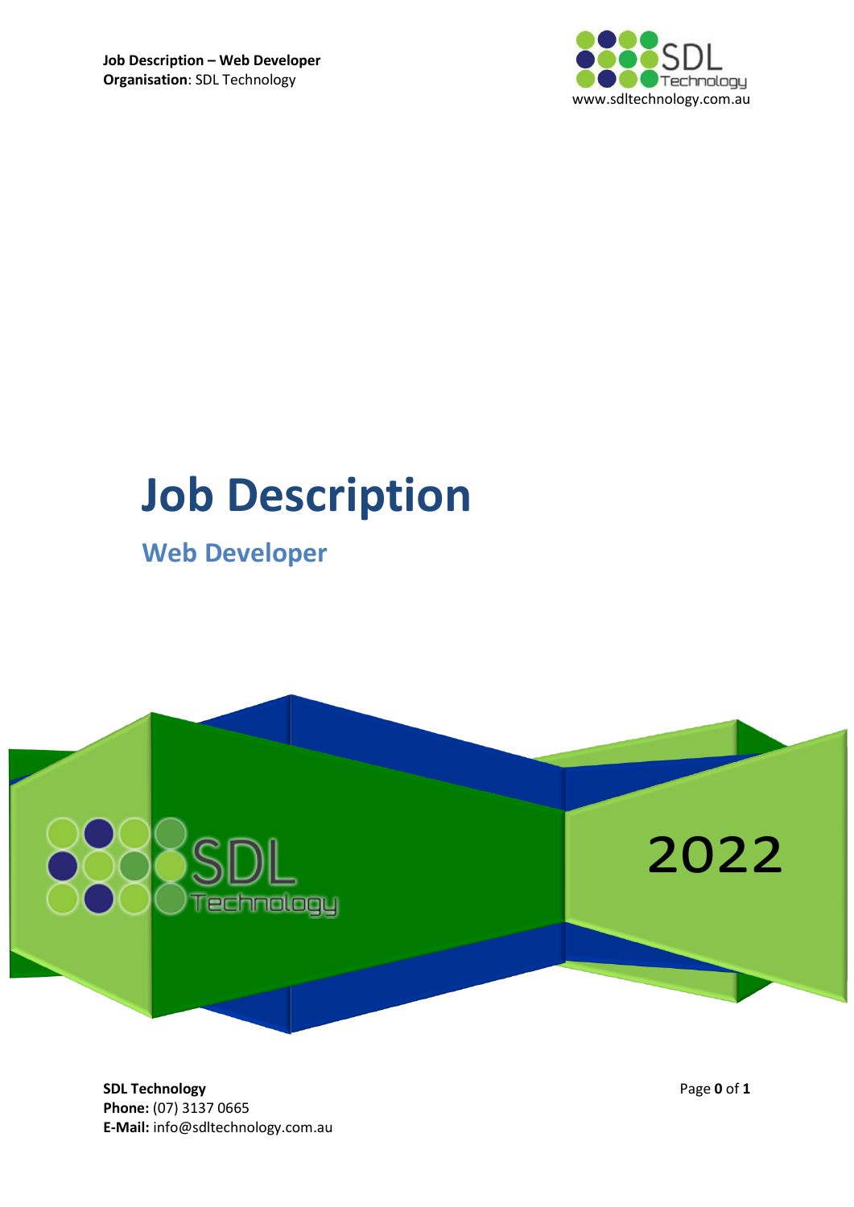# Job Description

## Web Developer

2022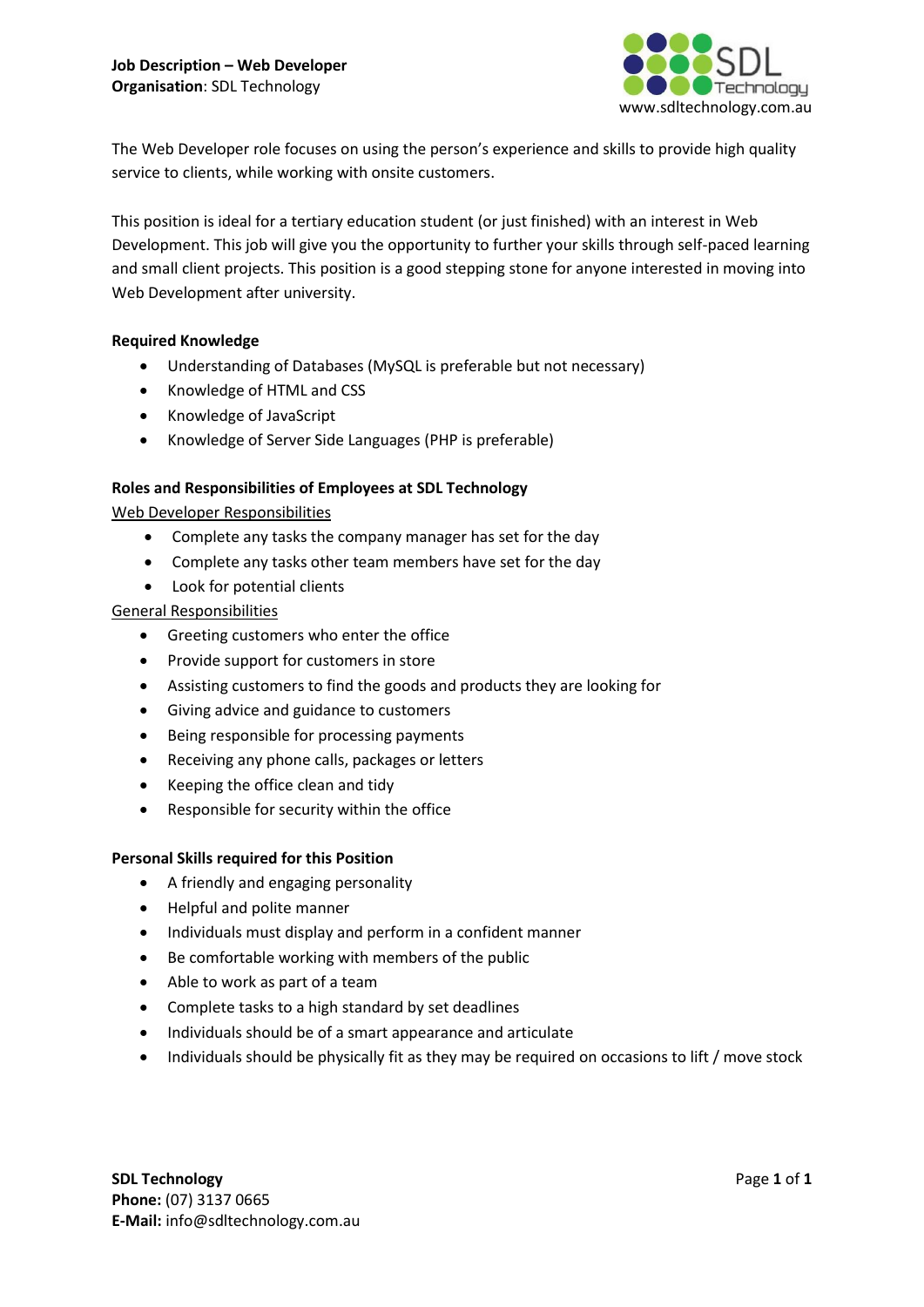**Job Description – Web Developer**
**Organisation**: SDL Technology

www.sdltechnology.com.au

The Web Developer role focuses on using the person's experience and skills to provide high quality service to clients, while working with onsite customers.

This position is ideal for a tertiary education student (or just finished) with an interest in Web Development. This job will give you the opportunity to further your skills through self-paced learning and small client projects. This position is a good stepping stone for anyone interested in moving into Web Development after university.

**Required Knowledge**

- Understanding of Databases (MySQL is preferable but not necessary)
- Knowledge of HTML and CSS
- Knowledge of JavaScript
- Knowledge of Server Side Languages (PHP is preferable)

**Roles and Responsibilities of Employees at SDL Technology**

<u>Web Developer Responsibilities</u>

- Complete any tasks the company manager has set for the day
- Complete any tasks other team members have set for the day
- Look for potential clients

<u>General Responsibilities</u>

- Greeting customers who enter the office
- Provide support for customers in store
- Assisting customers to find the goods and products they are looking for
- Giving advice and guidance to customers
- Being responsible for processing payments
- Receiving any phone calls, packages or letters
- Keeping the office clean and tidy
- Responsible for security within the office

**Personal Skills required for this Position**

- A friendly and engaging personality
- Helpful and polite manner
- Individuals must display and perform in a confident manner
- Be comfortable working with members of the public
- Able to work as part of a team
- Complete tasks to a high standard by set deadlines
- Individuals should be of a smart appearance and articulate
- Individuals should be physically fit as they may be required on occasions to lift / move stock

**SDL Technology**
**Phone:** (07) 3137 0665
**E-Mail:** info@sdltechnology.com.au